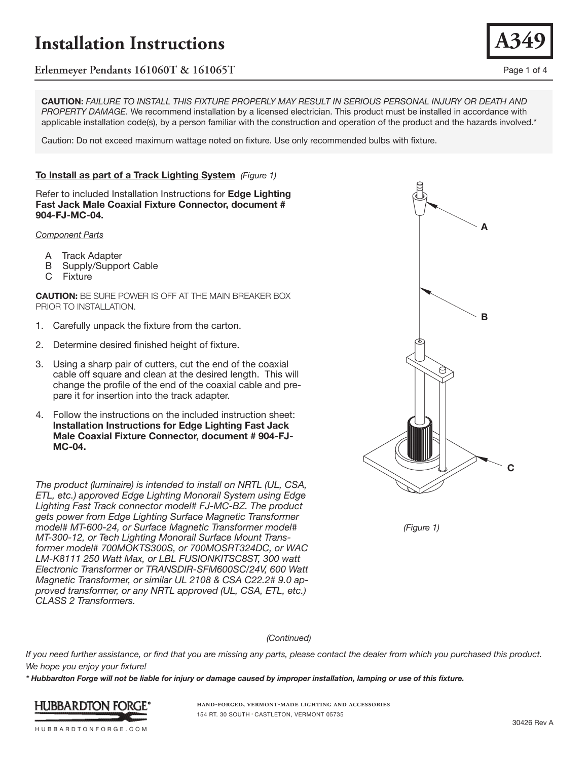# Installation Instructions

## Erlenmeyer Pendants 161060T & 161065T

A349

**CAUTION:** *FAILURE TO INSTALL THIS FIXTURE PROPERLY MAY RESULT IN SERIOUS PERSONAL INJURY OR DEATH AND PROPERTY DAMAGE.* We recommend installation by a licensed electrician. This product must be installed in accordance with applicable installation code(s), by a person familiar with the construction and operation of the product and the hazards involved.*

Caution: Do not exceed maximum wattage noted on fixture. Use only recommended bulbs with fixture.

**To Install as part of a Track Lighting System** *(Figure 1)*

Refer to included Installation Instructions for **Edge Lighting Fast Jack Male Coaxial Fixture Connector, document # 904-FJ-MC-04.**

*Component Parts*

- A Track Adapter
- B Supply/Support Cable
- C Fixture

**CAUTION:** BE SURE POWER IS OFF AT THE MAIN BREAKER BOX PRIOR TO INSTALLATION.

1. Carefully unpack the fixture from the carton.
2. Determine desired finished height of fixture.
3. Using a sharp pair of cutters, cut the end of the coaxial cable off square and clean at the desired length. This will change the profile of the end of the coaxial cable and prepare it for insertion into the track adapter.
4. Follow the instructions on the included instruction sheet: **Installation Instructions for Edge Lighting Fast Jack Male Coaxial Fixture Connector, document # 904-FJ-MC-04.**

*The product (luminaire) is intended to install on NRTL (UL, CSA, ETL, etc.) approved Edge Lighting Monorail System using Edge Lighting Fast Track connector model# FJ-MC-BZ. The product gets power from Edge Lighting Surface Magnetic Transformer model# MT-600-24, or Surface Magnetic Transformer model# MT-300-12, or Tech Lighting Monorail Surface Mount Transformer model# 700MOKTS300S, or 700MOSRT324DC, or WAC LM-K8111 250 Watt Max, or LBL FUSIONKITSC8ST, 300 watt Electronic Transformer or TRANSDIR-SFM600SC/24V, 600 Watt Magnetic Transformer, or similar UL 2108 & CSA C22.2# 9.0 approved transformer, or any NRTL approved (UL, CSA, ETL, etc.) CLASS 2 Transformers.*

A

B

C

*(Figure 1)*

*(Continued)*

*If you need further assistance, or find that you are missing any parts, please contact the dealer from which you purchased this product. We hope you enjoy your fixture!*

***\* Hubbardton Forge will not be liable for injury or damage caused by improper installation, lamping or use of this fixture.***

HUBBARDTON FORGE®

HUBBARDTONFORGE.COM

HAND-FORGED, VERMONT-MADE LIGHTING AND ACCESSORIES
154 RT. 30 SOUTH · CASTLETON, VERMONT 05735

30426 Rev A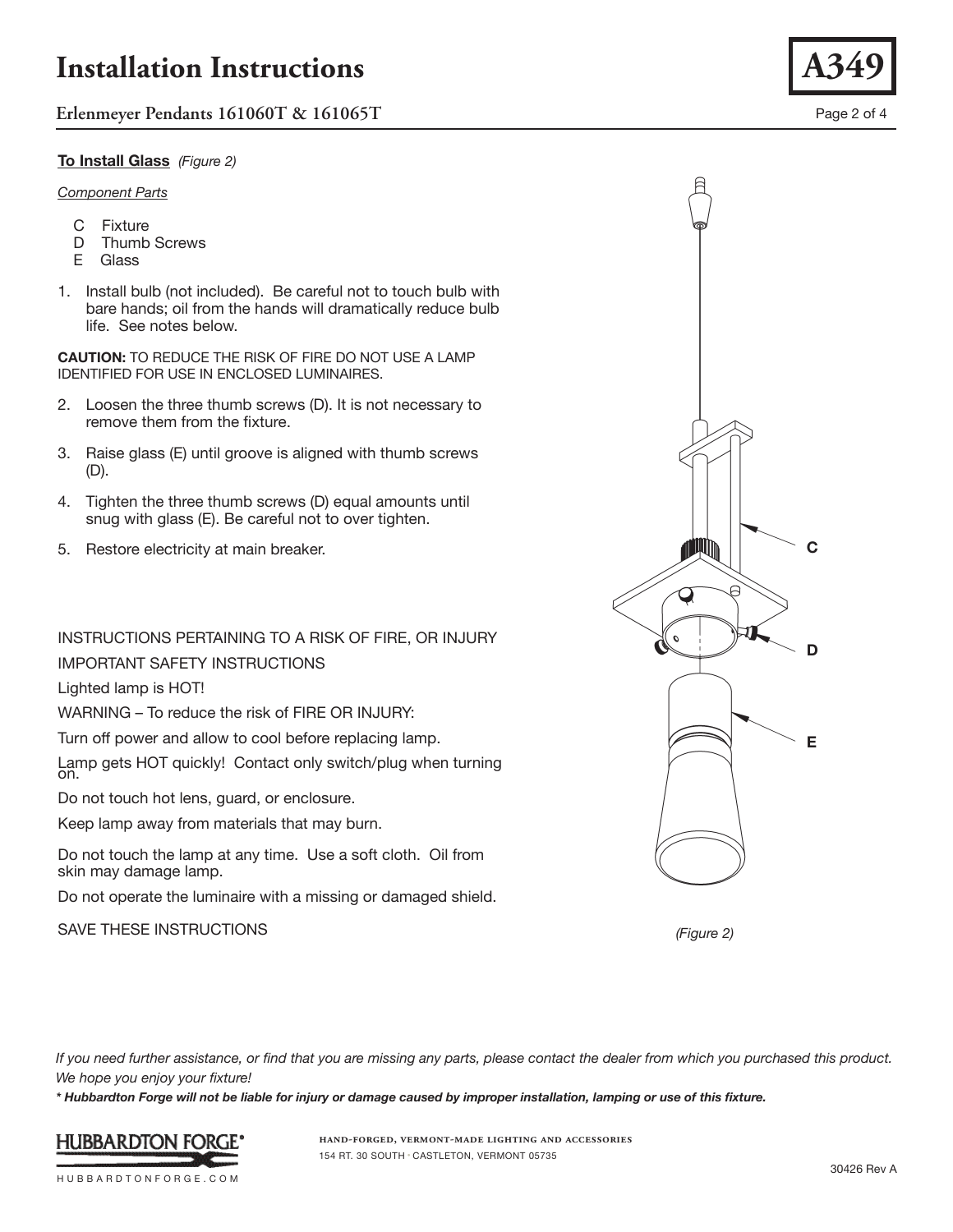# Installation Instructions

## Erlenmeyer Pendants 161060T & 161065T

A349

**To Install Glass** *(Figure 2)*

*Component Parts*

- C Fixture
- D Thumb Screws
- E Glass

1. Install bulb (not included). Be careful not to touch bulb with bare hands; oil from the hands will dramatically reduce bulb life. See notes below.

**CAUTION:** TO REDUCE THE RISK OF FIRE DO NOT USE A LAMP IDENTIFIED FOR USE IN ENCLOSED LUMINAIRES.

2. Loosen the three thumb screws (D). It is not necessary to remove them from the fixture.
3. Raise glass (E) until groove is aligned with thumb screws (D).
4. Tighten the three thumb screws (D) equal amounts until snug with glass (E). Be careful not to over tighten.
5. Restore electricity at main breaker.

INSTRUCTIONS PERTAINING TO A RISK OF FIRE, OR INJURY

IMPORTANT SAFETY INSTRUCTIONS

Lighted lamp is HOT!

WARNING – To reduce the risk of FIRE OR INJURY:

Turn off power and allow to cool before replacing lamp.

Lamp gets HOT quickly! Contact only switch/plug when turning on.

Do not touch hot lens, guard, or enclosure.

Keep lamp away from materials that may burn.

Do not touch the lamp at any time. Use a soft cloth. Oil from skin may damage lamp.

Do not operate the luminaire with a missing or damaged shield.

SAVE THESE INSTRUCTIONS

C

D

E

*(Figure 2)*

*If you need further assistance, or find that you are missing any parts, please contact the dealer from which you purchased this product. We hope you enjoy your fixture!*

***\* Hubbardton Forge will not be liable for injury or damage caused by improper installation, lamping or use of this fixture.***

HUBBARDTON FORGE®

HUBBARDTONFORGE.COM

HAND-FORGED, VERMONT-MADE LIGHTING AND ACCESSORIES

154 RT. 30 SOUTH • CASTLETON, VERMONT 05735

30426 Rev A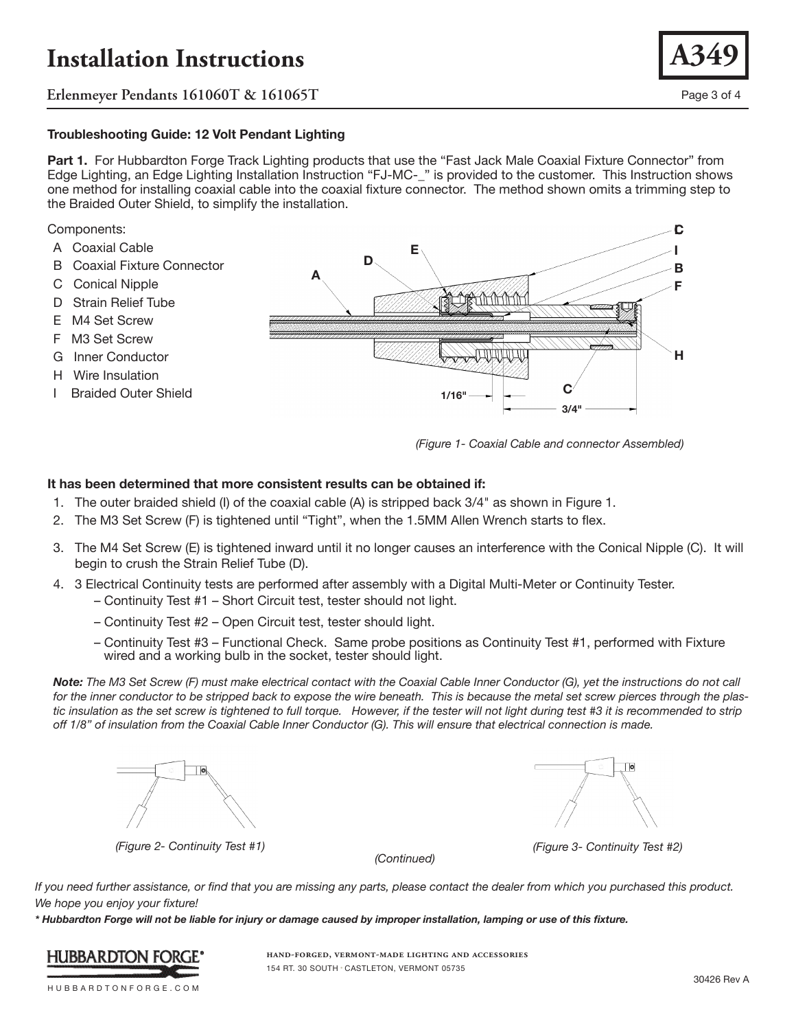# Installation Instructions

## Erlenmeyer Pendants 161060T & 161065T

A349

### Troubleshooting Guide: 12 Volt Pendant Lighting

**Part 1.** For Hubbardton Forge Track Lighting products that use the “Fast Jack Male Coaxial Fixture Connector” from Edge Lighting, an Edge Lighting Installation Instruction “FJ-MC-_” is provided to the customer. This Instruction shows one method for installing coaxial cable into the coaxial fixture connector. The method shown omits a trimming step to the Braided Outer Shield, to simplify the installation.

Components:

- A Coaxial Cable
- B Coaxial Fixture Connector
- C Conical Nipple
- D Strain Relief Tube
- E M4 Set Screw
- F M3 Set Screw
- G Inner Conductor
- H Wire Insulation
- I Braided Outer Shield

*(Figure 1- Coaxial Cable and connector Assembled)*

**It has been determined that more consistent results can be obtained if:**

1. The outer braided shield (I) of the coaxial cable (A) is stripped back 3/4" as shown in Figure 1.
2. The M3 Set Screw (F) is tightened until “Tight”, when the 1.5MM Allen Wrench starts to flex.
3. The M4 Set Screw (E) is tightened inward until it no longer causes an interference with the Conical Nipple (C). It will begin to crush the Strain Relief Tube (D).
4. 3 Electrical Continuity tests are performed after assembly with a Digital Multi-Meter or Continuity Tester.
   - Continuity Test #1 – Short Circuit test, tester should not light.
   - Continuity Test #2 – Open Circuit test, tester should light.
   - Continuity Test #3 – Functional Check. Same probe positions as Continuity Test #1, performed with Fixture wired and a working bulb in the socket, tester should light.

***Note:*** *The M3 Set Screw (F) must make electrical contact with the Coaxial Cable Inner Conductor (G), yet the instructions do not call for the inner conductor to be stripped back to expose the wire beneath. This is because the metal set screw pierces through the plastic insulation as the set screw is tightened to full torque. However, if the tester will not light during test #3 it is recommended to strip off 1/8” of insulation from the Coaxial Cable Inner Conductor (G). This will ensure that electrical connection is made.*

*(Figure 2- Continuity Test #1)*

*(Figure 3- Continuity Test #2)*

*(Continued)*

*If you need further assistance, or find that you are missing any parts, please contact the dealer from which you purchased this product. We hope you enjoy your fixture!*

***\* Hubbardton Forge will not be liable for injury or damage caused by improper installation, lamping or use of this fixture.***

HUBBARDTON FORGE®
HUBBARDTONFORGE.COM

HAND-FORGED, VERMONT-MADE LIGHTING AND ACCESSORIES
154 RT. 30 SOUTH · CASTLETON, VERMONT 05735

30426 Rev A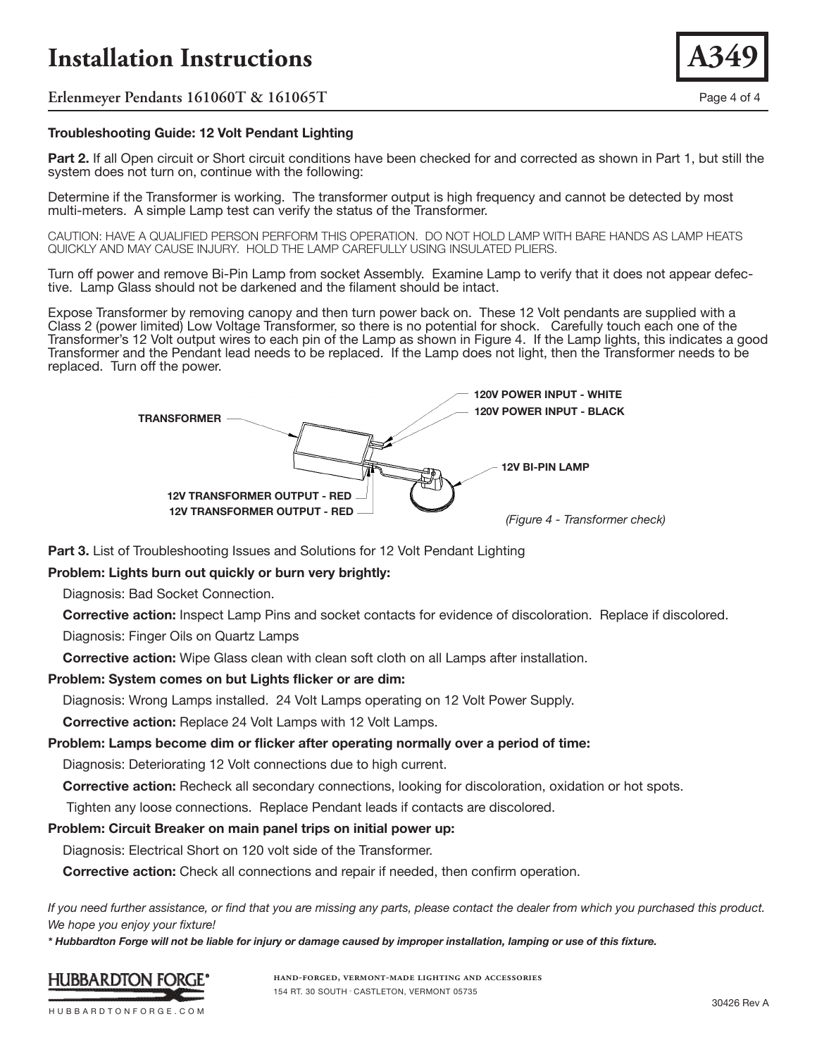# Installation Instructions

## Erlenmeyer Pendants 161060T & 161065T

### Troubleshooting Guide: 12 Volt Pendant Lighting

**Part 2.** If all Open circuit or Short circuit conditions have been checked for and corrected as shown in Part 1, but still the system does not turn on, continue with the following:

Determine if the Transformer is working. The transformer output is high frequency and cannot be detected by most multi-meters. A simple Lamp test can verify the status of the Transformer.

CAUTION: HAVE A QUALIFIED PERSON PERFORM THIS OPERATION. DO NOT HOLD LAMP WITH BARE HANDS AS LAMP HEATS QUICKLY AND MAY CAUSE INJURY. HOLD THE LAMP CAREFULLY USING INSULATED PLIERS.

Turn off power and remove Bi-Pin Lamp from socket Assembly. Examine Lamp to verify that it does not appear defective. Lamp Glass should not be darkened and the filament should be intact.

Expose Transformer by removing canopy and then turn power back on. These 12 Volt pendants are supplied with a Class 2 (power limited) Low Voltage Transformer, so there is no potential for shock. Carefully touch each one of the Transformer's 12 Volt output wires to each pin of the Lamp as shown in Figure 4. If the Lamp lights, this indicates a good Transformer and the Pendant lead needs to be replaced. If the Lamp does not light, then the Transformer needs to be replaced. Turn off the power.

TRANSFORMER

120V POWER INPUT - WHITE

120V POWER INPUT - BLACK

12V BI-PIN LAMP

12V TRANSFORMER OUTPUT - RED

12V TRANSFORMER OUTPUT - RED

*(Figure 4 - Transformer check)*

**Part 3.** List of Troubleshooting Issues and Solutions for 12 Volt Pendant Lighting

**Problem: Lights burn out quickly or burn very brightly:**

Diagnosis: Bad Socket Connection.

**Corrective action:** Inspect Lamp Pins and socket contacts for evidence of discoloration. Replace if discolored.

Diagnosis: Finger Oils on Quartz Lamps

**Corrective action:** Wipe Glass clean with clean soft cloth on all Lamps after installation.

**Problem: System comes on but Lights flicker or are dim:**

Diagnosis: Wrong Lamps installed. 24 Volt Lamps operating on 12 Volt Power Supply.

**Corrective action:** Replace 24 Volt Lamps with 12 Volt Lamps.

**Problem: Lamps become dim or flicker after operating normally over a period of time:**

Diagnosis: Deteriorating 12 Volt connections due to high current.

**Corrective action:** Recheck all secondary connections, looking for discoloration, oxidation or hot spots.

Tighten any loose connections. Replace Pendant leads if contacts are discolored.

**Problem: Circuit Breaker on main panel trips on initial power up:**

Diagnosis: Electrical Short on 120 volt side of the Transformer.

**Corrective action:** Check all connections and repair if needed, then confirm operation.

*If you need further assistance, or find that you are missing any parts, please contact the dealer from which you purchased this product. We hope you enjoy your fixture!*

***\* Hubbardton Forge will not be liable for injury or damage caused by improper installation, lamping or use of this fixture.***

HUBBARDTON FORGE®

HUBBARDTONFORGE.COM

HAND-FORGED, VERMONT-MADE LIGHTING AND ACCESSORIES
154 RT. 30 SOUTH • CASTLETON, VERMONT 05735

30426 Rev A